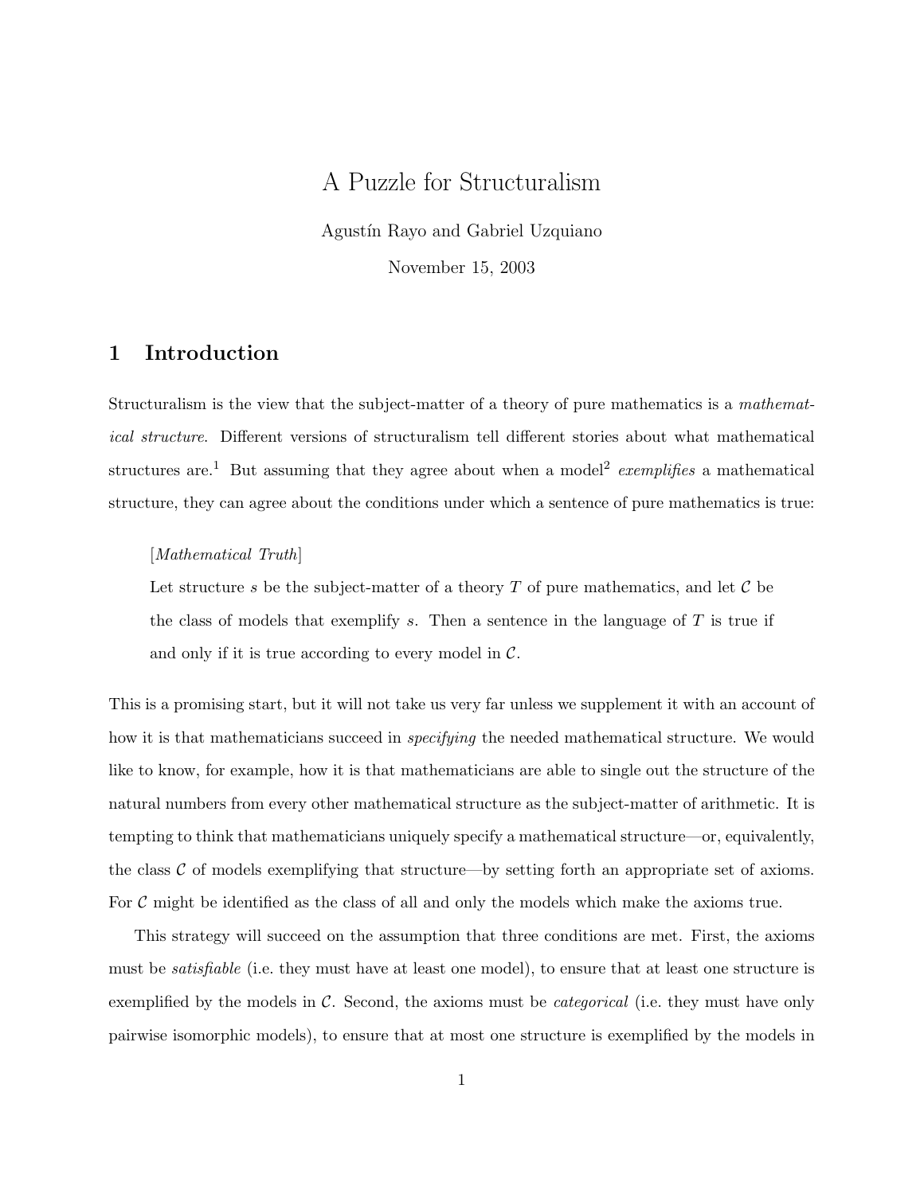# A Puzzle for Structuralism

Agustín Rayo and Gabriel Uzquiano

November 15, 2003

## 1 Introduction

Structuralism is the view that the subject-matter of a theory of pure mathematics is a *mathematical structure*. Different versions of structuralism tell different stories about what mathematical structures are.[1] But assuming that they agree about when a model[2] *exemplifies* a mathematical structure, they can agree about the conditions under which a sentence of pure mathematics is true:

> [*Mathematical Truth*]
>
> Let structure $s$ be the subject-matter of a theory $T$ of pure mathematics, and let $\mathcal{C}$ be the class of models that exemplify $s$. Then a sentence in the language of $T$ is true if and only if it is true according to every model in $\mathcal{C}$.

This is a promising start, but it will not take us very far unless we supplement it with an account of how it is that mathematicians succeed in *specifying* the needed mathematical structure. We would like to know, for example, how it is that mathematicians are able to single out the structure of the natural numbers from every other mathematical structure as the subject-matter of arithmetic. It is tempting to think that mathematicians uniquely specify a mathematical structure—or, equivalently, the class $\mathcal{C}$ of models exemplifying that structure—by setting forth an appropriate set of axioms. For $\mathcal{C}$ might be identified as the class of all and only the models which make the axioms true.

This strategy will succeed on the assumption that three conditions are met. First, the axioms must be *satisfiable* (i.e. they must have at least one model), to ensure that at least one structure is exemplified by the models in $\mathcal{C}$. Second, the axioms must be *categorical* (i.e. they must have only pairwise isomorphic models), to ensure that at most one structure is exemplified by the models in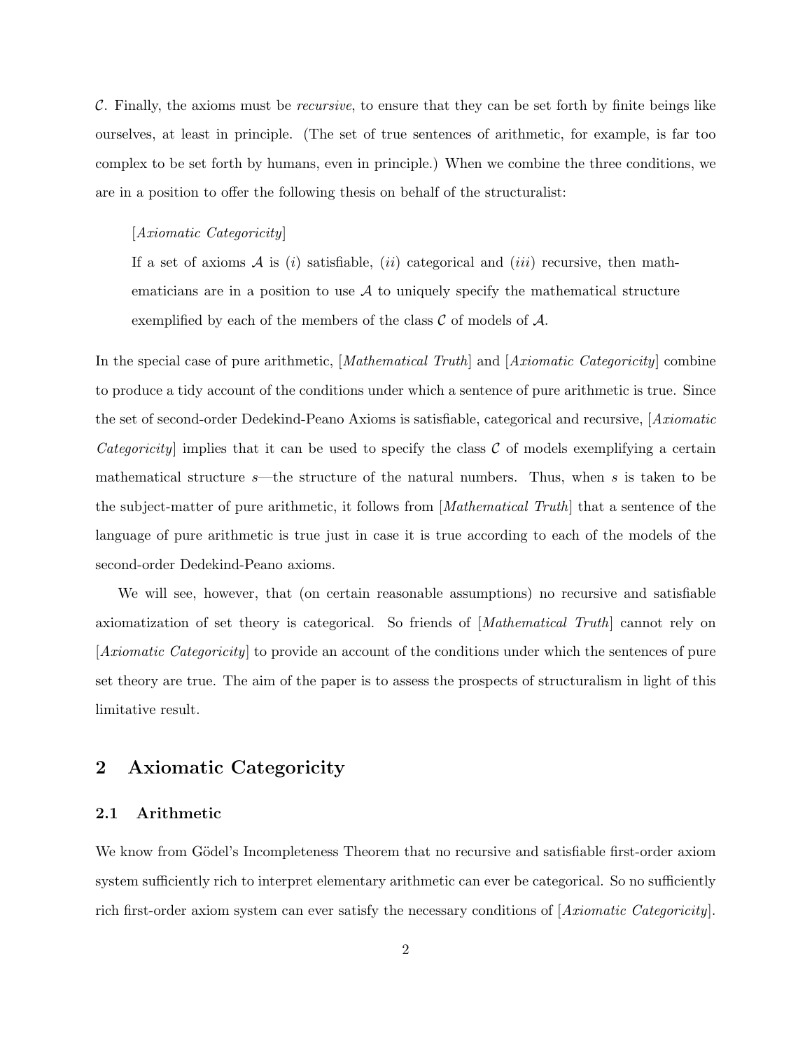$\mathcal{C}$. Finally, the axioms must be *recursive*, to ensure that they can be set forth by finite beings like ourselves, at least in principle. (The set of true sentences of arithmetic, for example, is far too complex to be set forth by humans, even in principle.) When we combine the three conditions, we are in a position to offer the following thesis on behalf of the structuralist:

> [*Axiomatic Categoricity*]
>
> If a set of axioms $\mathcal{A}$ is (*i*) satisfiable, (*ii*) categorical and (*iii*) recursive, then mathematicians are in a position to use $\mathcal{A}$ to uniquely specify the mathematical structure exemplified by each of the members of the class $\mathcal{C}$ of models of $\mathcal{A}$.

In the special case of pure arithmetic, [*Mathematical Truth*] and [*Axiomatic Categoricity*] combine to produce a tidy account of the conditions under which a sentence of pure arithmetic is true. Since the set of second-order Dedekind-Peano Axioms is satisfiable, categorical and recursive, [*Axiomatic Categoricity*] implies that it can be used to specify the class $\mathcal{C}$ of models exemplifying a certain mathematical structure $s$—the structure of the natural numbers. Thus, when $s$ is taken to be the subject-matter of pure arithmetic, it follows from [*Mathematical Truth*] that a sentence of the language of pure arithmetic is true just in case it is true according to each of the models of the second-order Dedekind-Peano axioms.

We will see, however, that (on certain reasonable assumptions) no recursive and satisfiable axiomatization of set theory is categorical. So friends of [*Mathematical Truth*] cannot rely on [*Axiomatic Categoricity*] to provide an account of the conditions under which the sentences of pure set theory are true. The aim of the paper is to assess the prospects of structuralism in light of this limitative result.

## 2 Axiomatic Categoricity

### 2.1 Arithmetic

We know from Gödel's Incompleteness Theorem that no recursive and satisfiable first-order axiom system sufficiently rich to interpret elementary arithmetic can ever be categorical. So no sufficiently rich first-order axiom system can ever satisfy the necessary conditions of [*Axiomatic Categoricity*].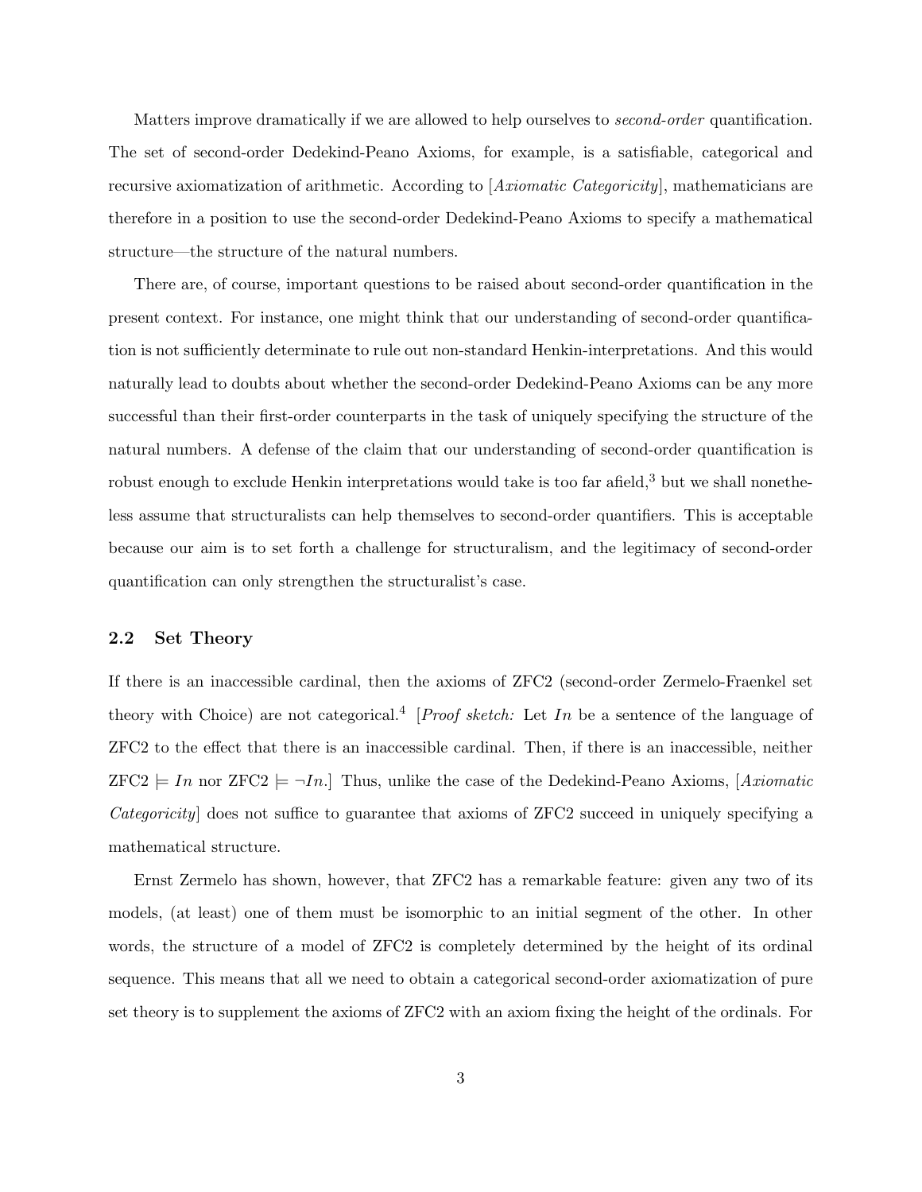Matters improve dramatically if we are allowed to help ourselves to *second-order* quantification. The set of second-order Dedekind-Peano Axioms, for example, is a satisfiable, categorical and recursive axiomatization of arithmetic. According to [*Axiomatic Categoricity*], mathematicians are therefore in a position to use the second-order Dedekind-Peano Axioms to specify a mathematical structure—the structure of the natural numbers.

There are, of course, important questions to be raised about second-order quantification in the present context. For instance, one might think that our understanding of second-order quantification is not sufficiently determinate to rule out non-standard Henkin-interpretations. And this would naturally lead to doubts about whether the second-order Dedekind-Peano Axioms can be any more successful than their first-order counterparts in the task of uniquely specifying the structure of the natural numbers. A defense of the claim that our understanding of second-order quantification is robust enough to exclude Henkin interpretations would take is too far afield,[3] but we shall nonetheless assume that structuralists can help themselves to second-order quantifiers. This is acceptable because our aim is to set forth a challenge for structuralism, and the legitimacy of second-order quantification can only strengthen the structuralist's case.

### 2.2 Set Theory

If there is an inaccessible cardinal, then the axioms of ZFC2 (second-order Zermelo-Fraenkel set theory with Choice) are not categorical.[4] [*Proof sketch:* Let $In$ be a sentence of the language of ZFC2 to the effect that there is an inaccessible cardinal. Then, if there is an inaccessible, neither ZFC2 $\models In$ nor ZFC2 $\models \neg In$.] Thus, unlike the case of the Dedekind-Peano Axioms, [*Axiomatic Categoricity*] does not suffice to guarantee that axioms of ZFC2 succeed in uniquely specifying a mathematical structure.

Ernst Zermelo has shown, however, that ZFC2 has a remarkable feature: given any two of its models, (at least) one of them must be isomorphic to an initial segment of the other. In other words, the structure of a model of ZFC2 is completely determined by the height of its ordinal sequence. This means that all we need to obtain a categorical second-order axiomatization of pure set theory is to supplement the axioms of ZFC2 with an axiom fixing the height of the ordinals. For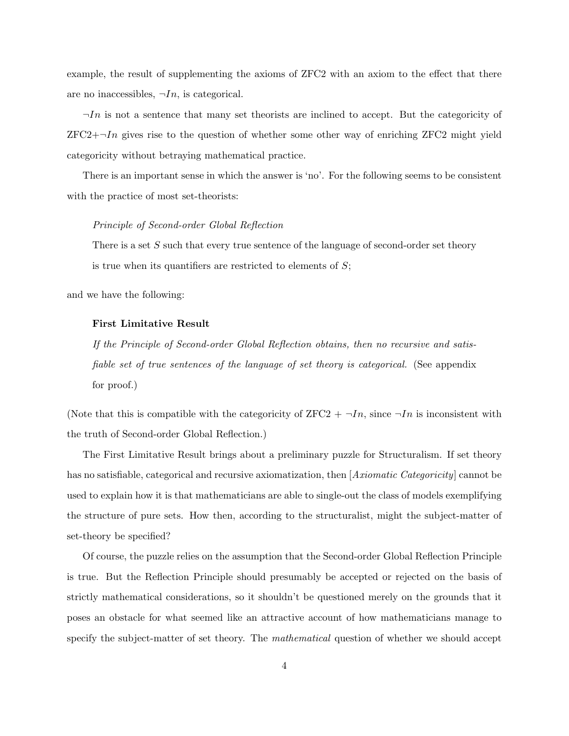example, the result of supplementing the axioms of ZFC2 with an axiom to the effect that there are no inaccessibles, $\neg In$, is categorical.

$\neg In$ is not a sentence that many set theorists are inclined to accept. But the categoricity of ZFC2+$\neg In$ gives rise to the question of whether some other way of enriching ZFC2 might yield categoricity without betraying mathematical practice.

There is an important sense in which the answer is 'no'. For the following seems to be consistent with the practice of most set-theorists:

> *Principle of Second-order Global Reflection*
>
> There is a set $S$ such that every true sentence of the language of second-order set theory is true when its quantifiers are restricted to elements of $S$;

and we have the following:

> **First Limitative Result**
>
> *If the Principle of Second-order Global Reflection obtains, then no recursive and satisfiable set of true sentences of the language of set theory is categorical.* (See appendix for proof.)

(Note that this is compatible with the categoricity of ZFC2 + $\neg In$, since $\neg In$ is inconsistent with the truth of Second-order Global Reflection.)

The First Limitative Result brings about a preliminary puzzle for Structuralism. If set theory has no satisfiable, categorical and recursive axiomatization, then [*Axiomatic Categoricity*] cannot be used to explain how it is that mathematicians are able to single-out the class of models exemplifying the structure of pure sets. How then, according to the structuralist, might the subject-matter of set-theory be specified?

Of course, the puzzle relies on the assumption that the Second-order Global Reflection Principle is true. But the Reflection Principle should presumably be accepted or rejected on the basis of strictly mathematical considerations, so it shouldn't be questioned merely on the grounds that it poses an obstacle for what seemed like an attractive account of how mathematicians manage to specify the subject-matter of set theory. The *mathematical* question of whether we should accept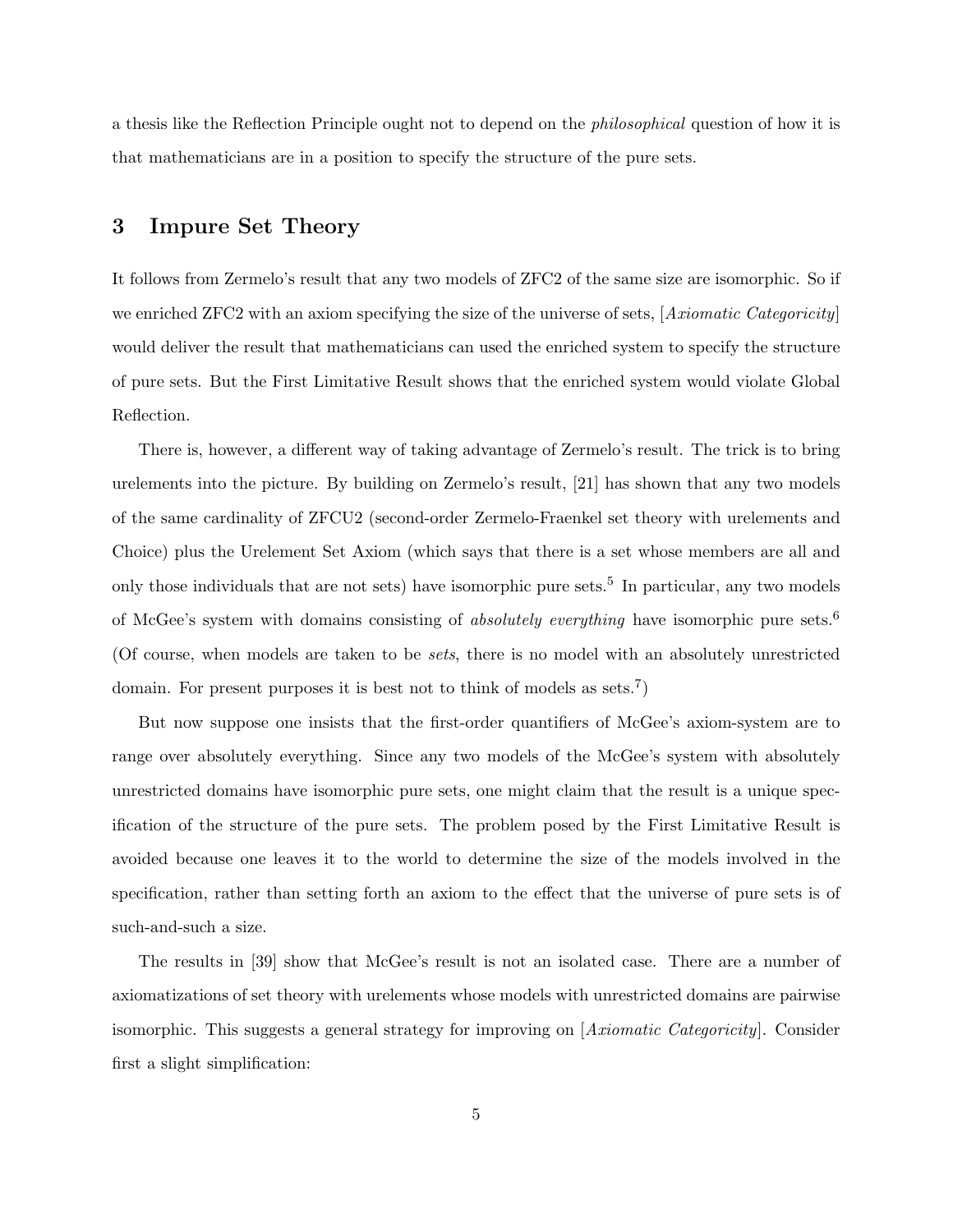a thesis like the Reflection Principle ought not to depend on the *philosophical* question of how it is that mathematicians are in a position to specify the structure of the pure sets.

## 3 Impure Set Theory

It follows from Zermelo's result that any two models of ZFC2 of the same size are isomorphic. So if we enriched ZFC2 with an axiom specifying the size of the universe of sets, [*Axiomatic Categoricity*] would deliver the result that mathematicians can used the enriched system to specify the structure of pure sets. But the First Limitative Result shows that the enriched system would violate Global Reflection.

There is, however, a different way of taking advantage of Zermelo's result. The trick is to bring urelements into the picture. By building on Zermelo's result, [21] has shown that any two models of the same cardinality of ZFCU2 (second-order Zermelo-Fraenkel set theory with urelements and Choice) plus the Urelement Set Axiom (which says that there is a set whose members are all and only those individuals that are not sets) have isomorphic pure sets.[5] In particular, any two models of McGee's system with domains consisting of *absolutely everything* have isomorphic pure sets.[6] (Of course, when models are taken to be *sets*, there is no model with an absolutely unrestricted domain. For present purposes it is best not to think of models as sets.[7])

But now suppose one insists that the first-order quantifiers of McGee's axiom-system are to range over absolutely everything. Since any two models of the McGee's system with absolutely unrestricted domains have isomorphic pure sets, one might claim that the result is a unique specification of the structure of the pure sets. The problem posed by the First Limitative Result is avoided because one leaves it to the world to determine the size of the models involved in the specification, rather than setting forth an axiom to the effect that the universe of pure sets is of such-and-such a size.

The results in [39] show that McGee's result is not an isolated case. There are a number of axiomatizations of set theory with urelements whose models with unrestricted domains are pairwise isomorphic. This suggests a general strategy for improving on [*Axiomatic Categoricity*]. Consider first a slight simplification: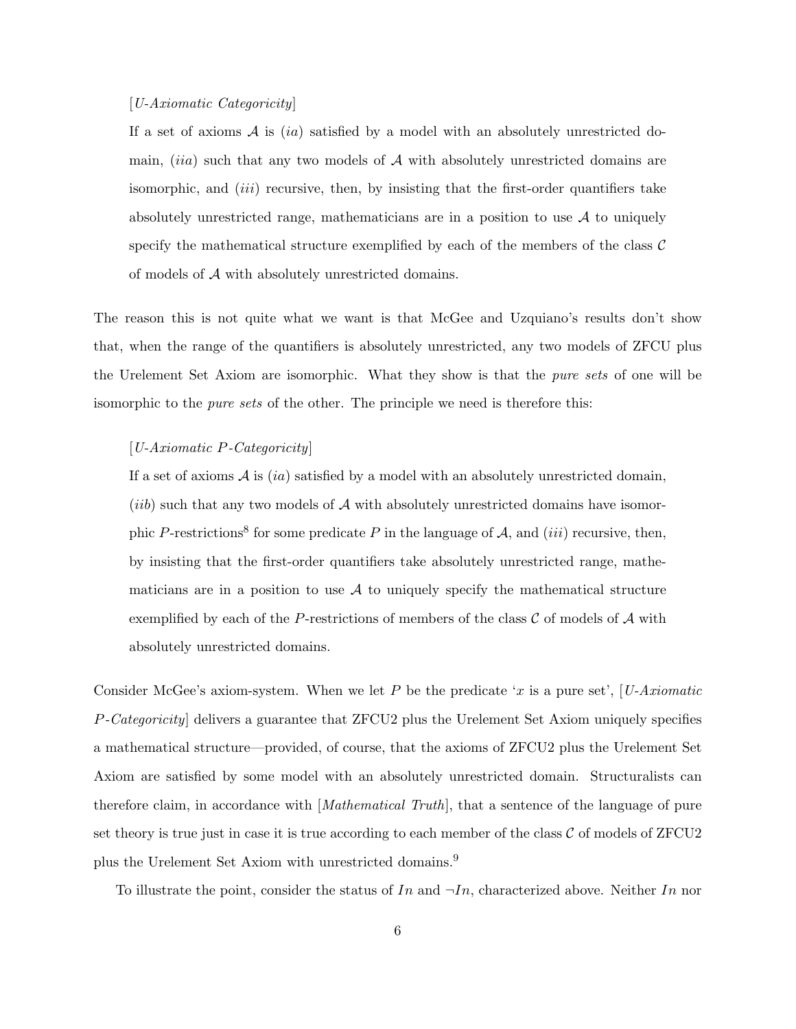> [*U-Axiomatic Categoricity*]
>
> If a set of axioms $\mathcal{A}$ is (*ia*) satisfied by a model with an absolutely unrestricted domain, (*iia*) such that any two models of $\mathcal{A}$ with absolutely unrestricted domains are isomorphic, and (*iii*) recursive, then, by insisting that the first-order quantifiers take absolutely unrestricted range, mathematicians are in a position to use $\mathcal{A}$ to uniquely specify the mathematical structure exemplified by each of the members of the class $\mathcal{C}$ of models of $\mathcal{A}$ with absolutely unrestricted domains.

The reason this is not quite what we want is that McGee and Uzquiano's results don't show that, when the range of the quantifiers is absolutely unrestricted, any two models of ZFCU plus the Urelement Set Axiom are isomorphic. What they show is that the *pure sets* of one will be isomorphic to the *pure sets* of the other. The principle we need is therefore this:

> [*U-Axiomatic P-Categoricity*]
>
> If a set of axioms $\mathcal{A}$ is (*ia*) satisfied by a model with an absolutely unrestricted domain, (*iib*) such that any two models of $\mathcal{A}$ with absolutely unrestricted domains have isomorphic $P$-restrictions[8] for some predicate $P$ in the language of $\mathcal{A}$, and (*iii*) recursive, then, by insisting that the first-order quantifiers take absolutely unrestricted range, mathematicians are in a position to use $\mathcal{A}$ to uniquely specify the mathematical structure exemplified by each of the $P$-restrictions of members of the class $\mathcal{C}$ of models of $\mathcal{A}$ with absolutely unrestricted domains.

Consider McGee's axiom-system. When we let $P$ be the predicate '$x$ is a pure set', [*U-Axiomatic P-Categoricity*] delivers a guarantee that ZFCU2 plus the Urelement Set Axiom uniquely specifies a mathematical structure—provided, of course, that the axioms of ZFCU2 plus the Urelement Set Axiom are satisfied by some model with an absolutely unrestricted domain. Structuralists can therefore claim, in accordance with [*Mathematical Truth*], that a sentence of the language of pure set theory is true just in case it is true according to each member of the class $\mathcal{C}$ of models of ZFCU2 plus the Urelement Set Axiom with unrestricted domains.[9]

To illustrate the point, consider the status of $In$ and $\neg In$, characterized above. Neither $In$ nor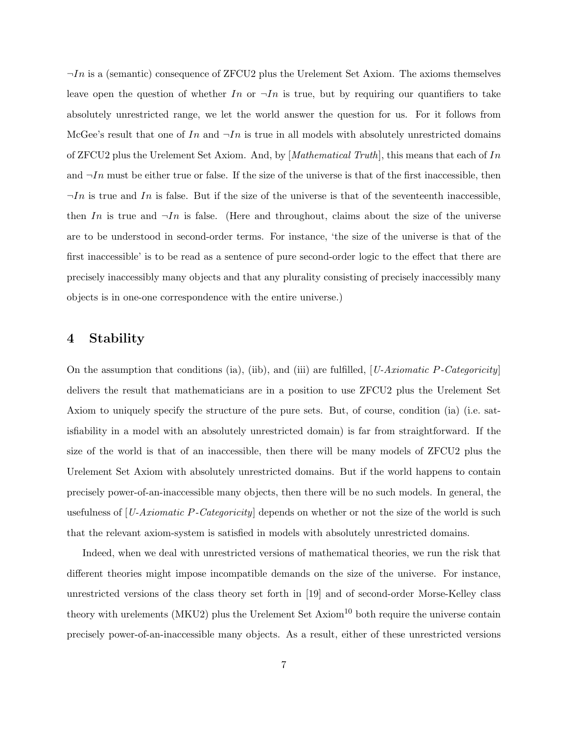$\neg In$ is a (semantic) consequence of ZFCU2 plus the Urelement Set Axiom. The axioms themselves leave open the question of whether $In$ or $\neg In$ is true, but by requiring our quantifiers to take absolutely unrestricted range, we let the world answer the question for us. For it follows from McGee's result that one of $In$ and $\neg In$ is true in all models with absolutely unrestricted domains of ZFCU2 plus the Urelement Set Axiom. And, by [*Mathematical Truth*], this means that each of $In$ and $\neg In$ must be either true or false. If the size of the universe is that of the first inaccessible, then $\neg In$ is true and $In$ is false. But if the size of the universe is that of the seventeenth inaccessible, then $In$ is true and $\neg In$ is false. (Here and throughout, claims about the size of the universe are to be understood in second-order terms. For instance, 'the size of the universe is that of the first inaccessible' is to be read as a sentence of pure second-order logic to the effect that there are precisely inaccessibly many objects and that any plurality consisting of precisely inaccessibly many objects is in one-one correspondence with the entire universe.)

## 4 Stability

On the assumption that conditions (ia), (iib), and (iii) are fulfilled, [*U-Axiomatic P-Categoricity*] delivers the result that mathematicians are in a position to use ZFCU2 plus the Urelement Set Axiom to uniquely specify the structure of the pure sets. But, of course, condition (ia) (i.e. satisfiability in a model with an absolutely unrestricted domain) is far from straightforward. If the size of the world is that of an inaccessible, then there will be many models of ZFCU2 plus the Urelement Set Axiom with absolutely unrestricted domains. But if the world happens to contain precisely power-of-an-inaccessible many objects, then there will be no such models. In general, the usefulness of [*U-Axiomatic P-Categoricity*] depends on whether or not the size of the world is such that the relevant axiom-system is satisfied in models with absolutely unrestricted domains.

Indeed, when we deal with unrestricted versions of mathematical theories, we run the risk that different theories might impose incompatible demands on the size of the universe. For instance, unrestricted versions of the class theory set forth in [19] and of second-order Morse-Kelley class theory with urelements (MKU2) plus the Urelement Set Axiom[10] both require the universe contain precisely power-of-an-inaccessible many objects. As a result, either of these unrestricted versions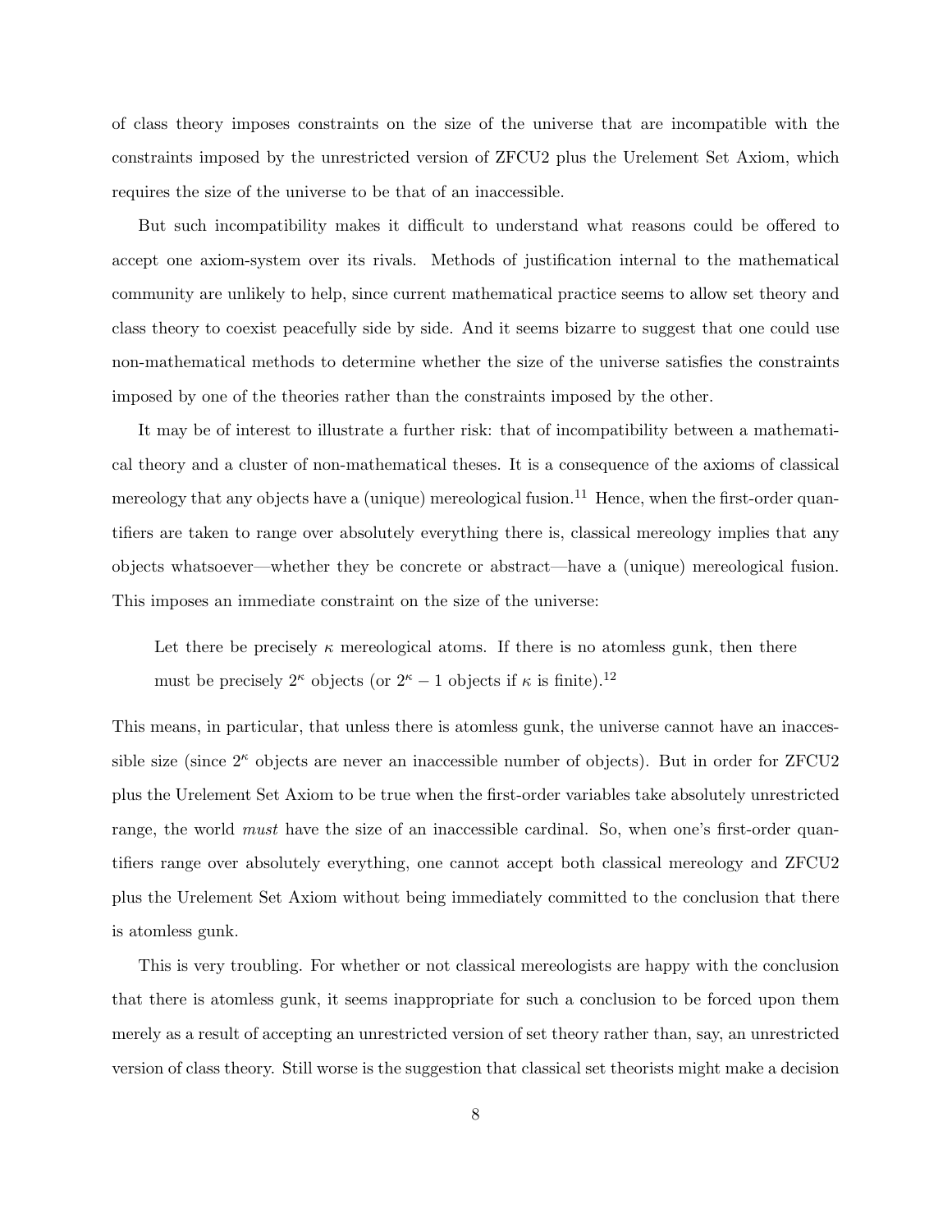of class theory imposes constraints on the size of the universe that are incompatible with the constraints imposed by the unrestricted version of ZFCU2 plus the Urelement Set Axiom, which requires the size of the universe to be that of an inaccessible.

But such incompatibility makes it difficult to understand what reasons could be offered to accept one axiom-system over its rivals. Methods of justification internal to the mathematical community are unlikely to help, since current mathematical practice seems to allow set theory and class theory to coexist peacefully side by side. And it seems bizarre to suggest that one could use non-mathematical methods to determine whether the size of the universe satisfies the constraints imposed by one of the theories rather than the constraints imposed by the other.

It may be of interest to illustrate a further risk: that of incompatibility between a mathematical theory and a cluster of non-mathematical theses. It is a consequence of the axioms of classical mereology that any objects have a (unique) mereological fusion.[11] Hence, when the first-order quantifiers are taken to range over absolutely everything there is, classical mereology implies that any objects whatsoever—whether they be concrete or abstract—have a (unique) mereological fusion. This imposes an immediate constraint on the size of the universe:

> Let there be precisely $\kappa$ mereological atoms. If there is no atomless gunk, then there must be precisely $2^{\kappa}$ objects (or $2^{\kappa} - 1$ objects if $\kappa$ is finite).[12]

This means, in particular, that unless there is atomless gunk, the universe cannot have an inaccessible size (since $2^{\kappa}$ objects are never an inaccessible number of objects). But in order for ZFCU2 plus the Urelement Set Axiom to be true when the first-order variables take absolutely unrestricted range, the world *must* have the size of an inaccessible cardinal. So, when one's first-order quantifiers range over absolutely everything, one cannot accept both classical mereology and ZFCU2 plus the Urelement Set Axiom without being immediately committed to the conclusion that there is atomless gunk.

This is very troubling. For whether or not classical mereologists are happy with the conclusion that there is atomless gunk, it seems inappropriate for such a conclusion to be forced upon them merely as a result of accepting an unrestricted version of set theory rather than, say, an unrestricted version of class theory. Still worse is the suggestion that classical set theorists might make a decision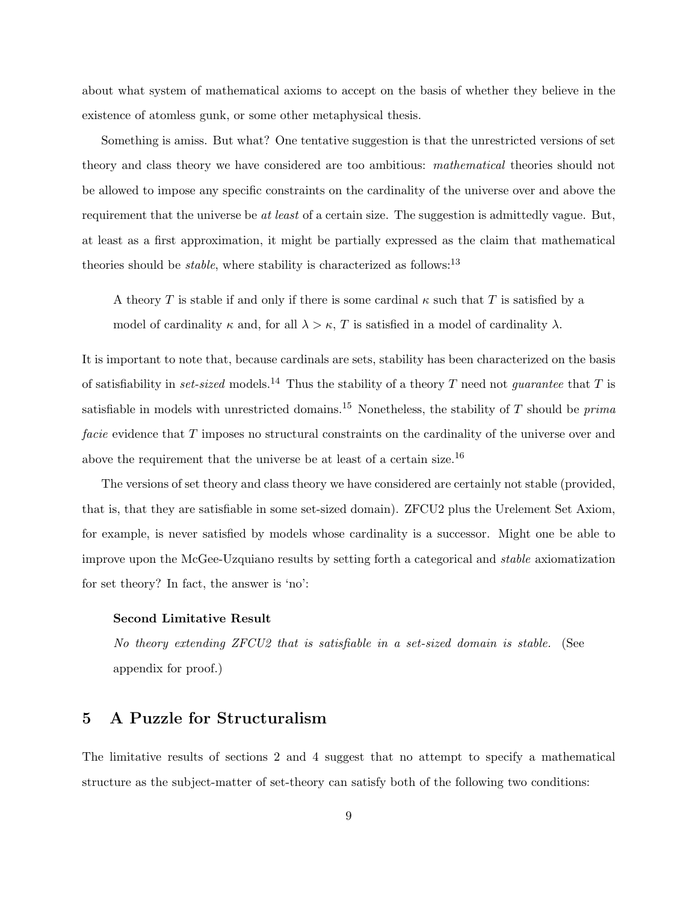about what system of mathematical axioms to accept on the basis of whether they believe in the existence of atomless gunk, or some other metaphysical thesis.

Something is amiss. But what? One tentative suggestion is that the unrestricted versions of set theory and class theory we have considered are too ambitious: *mathematical* theories should not be allowed to impose any specific constraints on the cardinality of the universe over and above the requirement that the universe be *at least* of a certain size. The suggestion is admittedly vague. But, at least as a first approximation, it might be partially expressed as the claim that mathematical theories should be *stable*, where stability is characterized as follows:[13]

> A theory $T$ is stable if and only if there is some cardinal $\kappa$ such that $T$ is satisfied by a model of cardinality $\kappa$ and, for all $\lambda > \kappa$, $T$ is satisfied in a model of cardinality $\lambda$.

It is important to note that, because cardinals are sets, stability has been characterized on the basis of satisfiability in *set-sized* models.[14] Thus the stability of a theory $T$ need not *guarantee* that $T$ is satisfiable in models with unrestricted domains.[15] Nonetheless, the stability of $T$ should be *prima facie* evidence that $T$ imposes no structural constraints on the cardinality of the universe over and above the requirement that the universe be at least of a certain size.[16]

The versions of set theory and class theory we have considered are certainly not stable (provided, that is, that they are satisfiable in some set-sized domain). ZFCU2 plus the Urelement Set Axiom, for example, is never satisfied by models whose cardinality is a successor. Might one be able to improve upon the McGee-Uzquiano results by setting forth a categorical and *stable* axiomatization for set theory? In fact, the answer is 'no':

> **Second Limitative Result**
>
> *No theory extending ZFCU2 that is satisfiable in a set-sized domain is stable.* (See appendix for proof.)

## 5 A Puzzle for Structuralism

The limitative results of sections 2 and 4 suggest that no attempt to specify a mathematical structure as the subject-matter of set-theory can satisfy both of the following two conditions: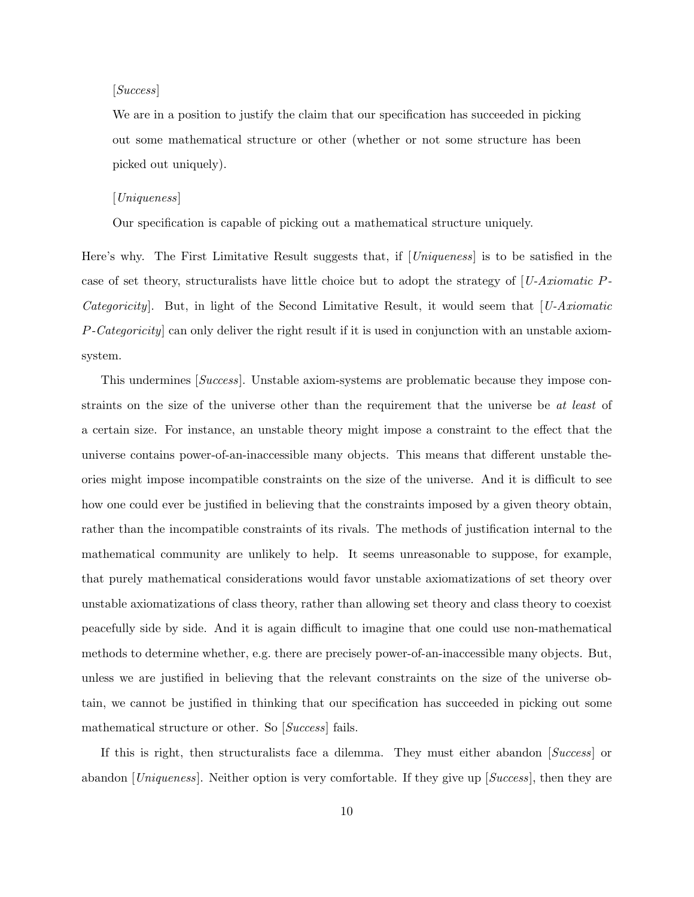[*Success*]

We are in a position to justify the claim that our specification has succeeded in picking out some mathematical structure or other (whether or not some structure has been picked out uniquely).

[*Uniqueness*]

Our specification is capable of picking out a mathematical structure uniquely.

Here's why. The First Limitative Result suggests that, if [*Uniqueness*] is to be satisfied in the case of set theory, structuralists have little choice but to adopt the strategy of [*U-Axiomatic P-Categoricity*]. But, in light of the Second Limitative Result, it would seem that [*U-Axiomatic P-Categoricity*] can only deliver the right result if it is used in conjunction with an unstable axiom-system.

This undermines [*Success*]. Unstable axiom-systems are problematic because they impose constraints on the size of the universe other than the requirement that the universe be *at least* of a certain size. For instance, an unstable theory might impose a constraint to the effect that the universe contains power-of-an-inaccessible many objects. This means that different unstable theories might impose incompatible constraints on the size of the universe. And it is difficult to see how one could ever be justified in believing that the constraints imposed by a given theory obtain, rather than the incompatible constraints of its rivals. The methods of justification internal to the mathematical community are unlikely to help. It seems unreasonable to suppose, for example, that purely mathematical considerations would favor unstable axiomatizations of set theory over unstable axiomatizations of class theory, rather than allowing set theory and class theory to coexist peacefully side by side. And it is again difficult to imagine that one could use non-mathematical methods to determine whether, e.g. there are precisely power-of-an-inaccessible many objects. But, unless we are justified in believing that the relevant constraints on the size of the universe obtain, we cannot be justified in thinking that our specification has succeeded in picking out some mathematical structure or other. So [*Success*] fails.

If this is right, then structuralists face a dilemma. They must either abandon [*Success*] or abandon [*Uniqueness*]. Neither option is very comfortable. If they give up [*Success*], then they are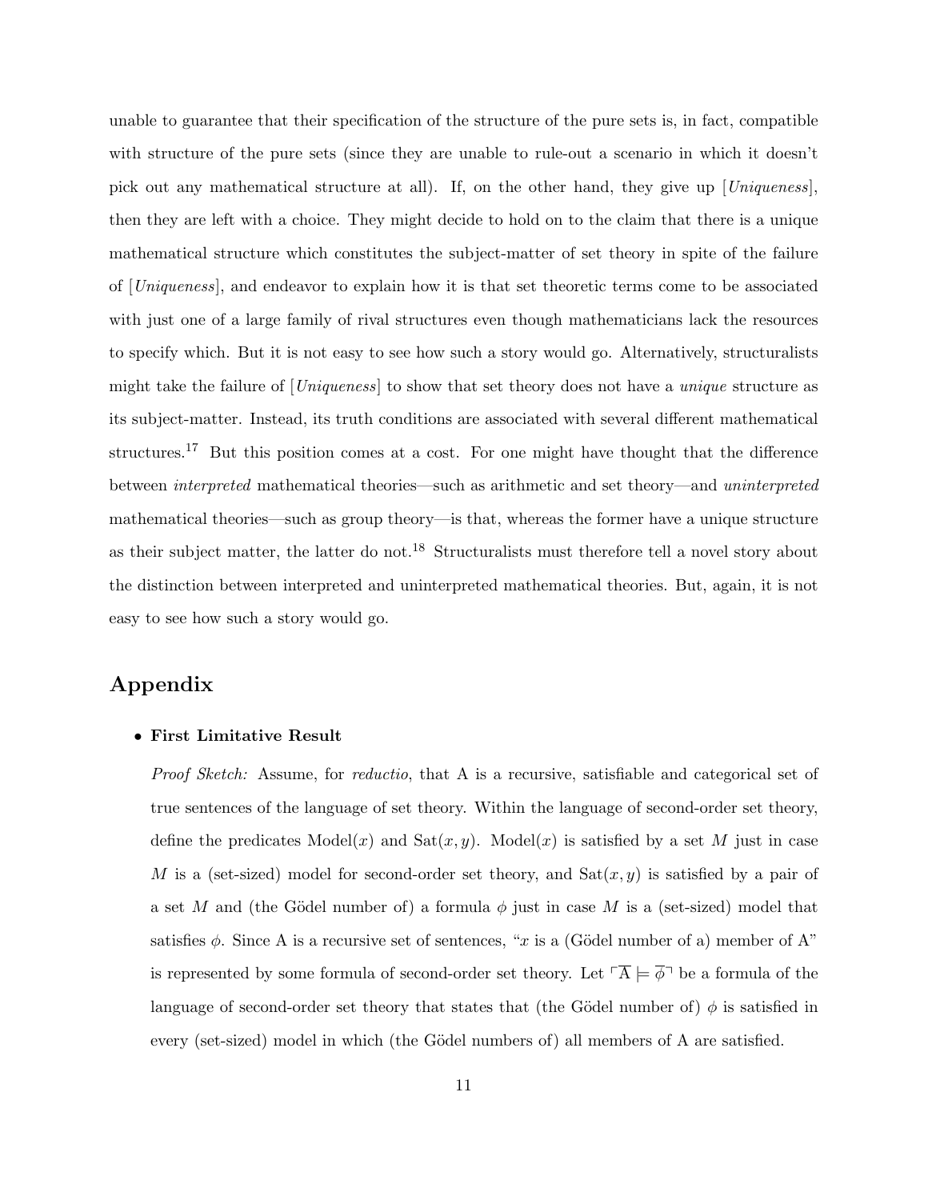unable to guarantee that their specification of the structure of the pure sets is, in fact, compatible with structure of the pure sets (since they are unable to rule-out a scenario in which it doesn't pick out any mathematical structure at all). If, on the other hand, they give up [*Uniqueness*], then they are left with a choice. They might decide to hold on to the claim that there is a unique mathematical structure which constitutes the subject-matter of set theory in spite of the failure of [*Uniqueness*], and endeavor to explain how it is that set theoretic terms come to be associated with just one of a large family of rival structures even though mathematicians lack the resources to specify which. But it is not easy to see how such a story would go. Alternatively, structuralists might take the failure of [*Uniqueness*] to show that set theory does not have a *unique* structure as its subject-matter. Instead, its truth conditions are associated with several different mathematical structures.[17] But this position comes at a cost. For one might have thought that the difference between *interpreted* mathematical theories—such as arithmetic and set theory—and *uninterpreted* mathematical theories—such as group theory—is that, whereas the former have a unique structure as their subject matter, the latter do not.[18] Structuralists must therefore tell a novel story about the distinction between interpreted and uninterpreted mathematical theories. But, again, it is not easy to see how such a story would go.

## Appendix

- **First Limitative Result**

  *Proof Sketch:* Assume, for *reductio*, that A is a recursive, satisfiable and categorical set of true sentences of the language of set theory. Within the language of second-order set theory, define the predicates $\text{Model}(x)$ and $\text{Sat}(x, y)$. $\text{Model}(x)$ is satisfied by a set $M$ just in case $M$ is a (set-sized) model for second-order set theory, and $\text{Sat}(x, y)$ is satisfied by a pair of a set $M$ and (the Gödel number of) a formula $\phi$ just in case $M$ is a (set-sized) model that satisfies $\phi$. Since A is a recursive set of sentences, "$x$ is a (Gödel number of a) member of A" is represented by some formula of second-order set theory. Let $\ulcorner \overline{\text{A}} \models \overline{\phi} \urcorner$ be a formula of the language of second-order set theory that states that (the Gödel number of) $\phi$ is satisfied in every (set-sized) model in which (the Gödel numbers of) all members of A are satisfied.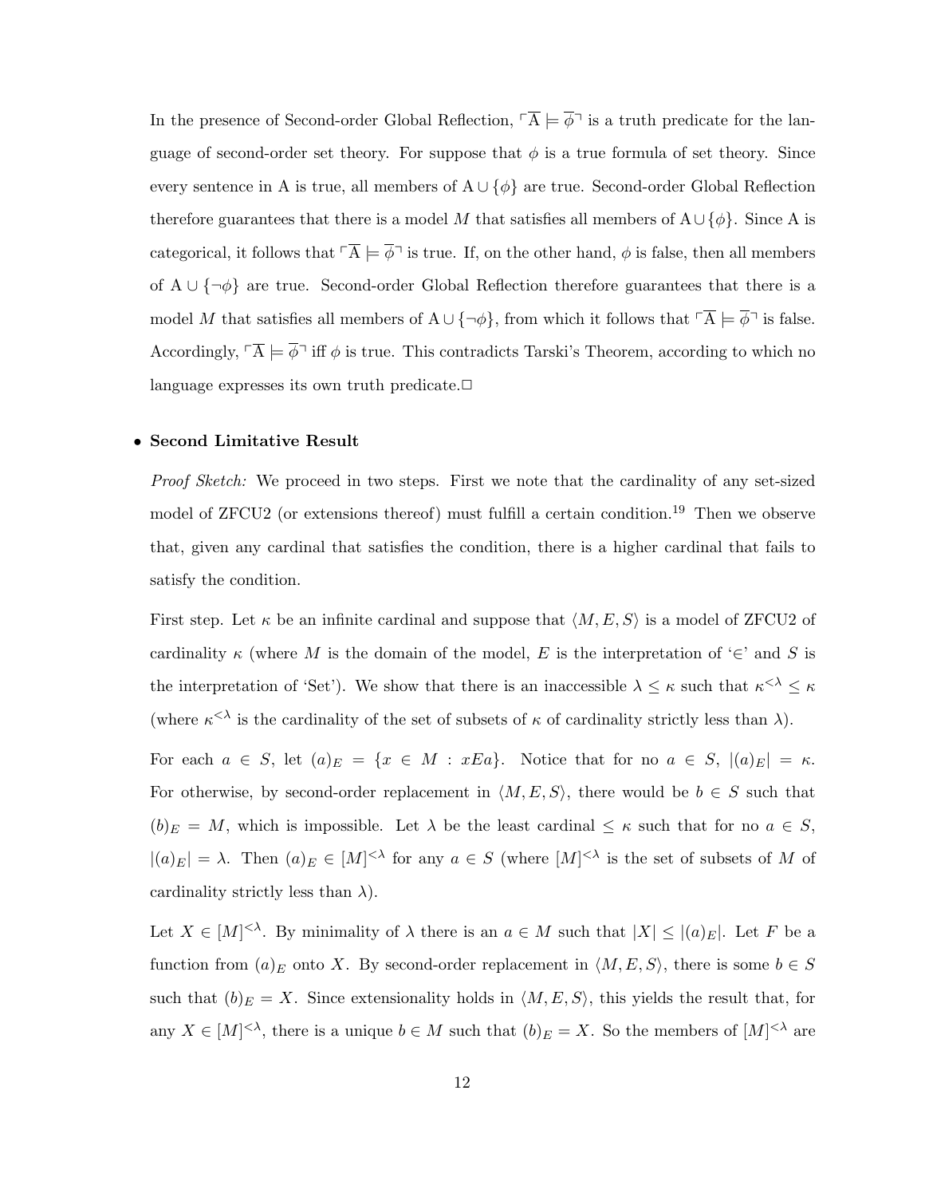In the presence of Second-order Global Reflection, $\ulcorner \overline{\mathrm{A}} \models \overline{\phi} \urcorner$ is a truth predicate for the language of second-order set theory. For suppose that $\phi$ is a true formula of set theory. Since every sentence in A is true, all members of $\mathrm{A} \cup \{\phi\}$ are true. Second-order Global Reflection therefore guarantees that there is a model $M$ that satisfies all members of $\mathrm{A} \cup \{\phi\}$. Since A is categorical, it follows that $\ulcorner \overline{\mathrm{A}} \models \overline{\phi} \urcorner$ is true. If, on the other hand, $\phi$ is false, then all members of $\mathrm{A} \cup \{\neg\phi\}$ are true. Second-order Global Reflection therefore guarantees that there is a model $M$ that satisfies all members of $\mathrm{A} \cup \{\neg\phi\}$, from which it follows that $\ulcorner \overline{\mathrm{A}} \models \overline{\phi} \urcorner$ is false. Accordingly, $\ulcorner \overline{\mathrm{A}} \models \overline{\phi} \urcorner$ iff $\phi$ is true. This contradicts Tarski's Theorem, according to which no language expresses its own truth predicate.□

- **Second Limitative Result**

  *Proof Sketch:* We proceed in two steps. First we note that the cardinality of any set-sized model of ZFCU2 (or extensions thereof) must fulfill a certain condition.[19] Then we observe that, given any cardinal that satisfies the condition, there is a higher cardinal that fails to satisfy the condition.

  First step. Let $\kappa$ be an infinite cardinal and suppose that $\langle M, E, S \rangle$ is a model of ZFCU2 of cardinality $\kappa$ (where $M$ is the domain of the model, $E$ is the interpretation of '$\in$' and $S$ is the interpretation of 'Set'). We show that there is an inaccessible $\lambda \leq \kappa$ such that $\kappa^{<\lambda} \leq \kappa$ (where $\kappa^{<\lambda}$ is the cardinality of the set of subsets of $\kappa$ of cardinality strictly less than $\lambda$).

  For each $a \in S$, let $(a)_E = \{x \in M : xEa\}$. Notice that for no $a \in S$, $|(a)_E| = \kappa$. For otherwise, by second-order replacement in $\langle M, E, S \rangle$, there would be $b \in S$ such that $(b)_E = M$, which is impossible. Let $\lambda$ be the least cardinal $\leq \kappa$ such that for no $a \in S$, $|(a)_E| = \lambda$. Then $(a)_E \in [M]^{<\lambda}$ for any $a \in S$ (where $[M]^{<\lambda}$ is the set of subsets of $M$ of cardinality strictly less than $\lambda$).

  Let $X \in [M]^{<\lambda}$. By minimality of $\lambda$ there is an $a \in M$ such that $|X| \leq |(a)_E|$. Let $F$ be a function from $(a)_E$ onto $X$. By second-order replacement in $\langle M, E, S \rangle$, there is some $b \in S$ such that $(b)_E = X$. Since extensionality holds in $\langle M, E, S \rangle$, this yields the result that, for any $X \in [M]^{<\lambda}$, there is a unique $b \in M$ such that $(b)_E = X$. So the members of $[M]^{<\lambda}$ are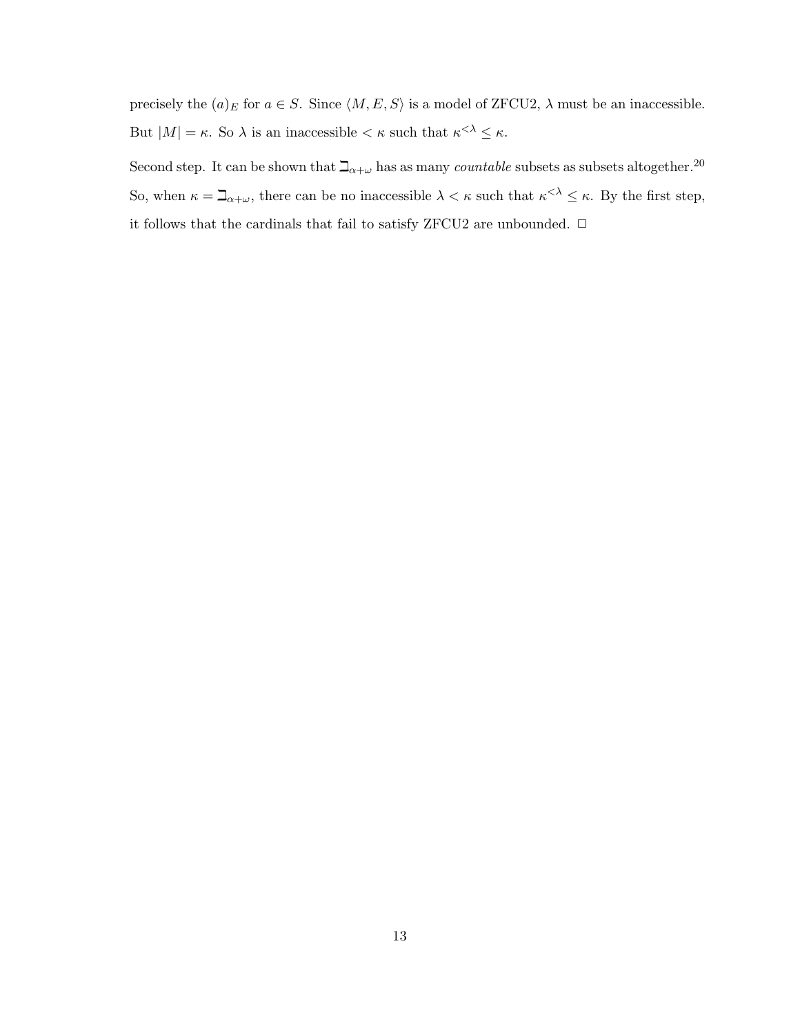precisely the $(a)_E$ for $a \in S$. Since $\langle M, E, S\rangle$ is a model of ZFCU2, $\lambda$ must be an inaccessible. But $|M| = \kappa$. So $\lambda$ is an inaccessible $< \kappa$ such that $\kappa^{<\lambda} \leq \kappa$.

Second step. It can be shown that $\beth_{\alpha+\omega}$ has as many *countable* subsets as subsets altogether.[20] So, when $\kappa = \beth_{\alpha+\omega}$, there can be no inaccessible $\lambda < \kappa$ such that $\kappa^{<\lambda} \leq \kappa$. By the first step, it follows that the cardinals that fail to satisfy ZFCU2 are unbounded. □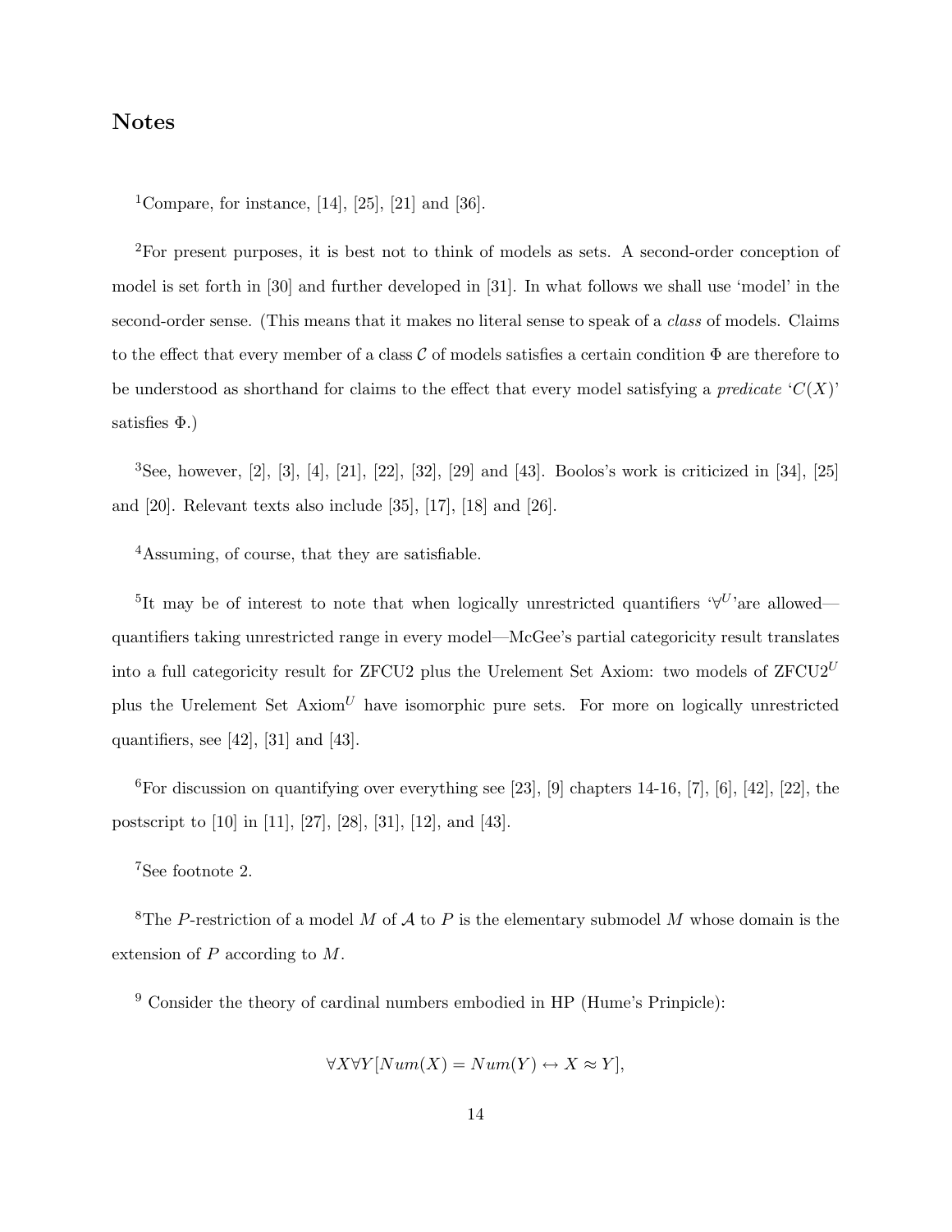# Notes

[1]Compare, for instance, [14], [25], [21] and [36].

[2]For present purposes, it is best not to think of models as sets. A second-order conception of model is set forth in [30] and further developed in [31]. In what follows we shall use 'model' in the second-order sense. (This means that it makes no literal sense to speak of a *class* of models. Claims to the effect that every member of a class $\mathcal{C}$ of models satisfies a certain condition $\Phi$ are therefore to be understood as shorthand for claims to the effect that every model satisfying a *predicate* '$C(X)$' satisfies $\Phi$.)

[3]See, however, [2], [3], [4], [21], [22], [32], [29] and [43]. Boolos's work is criticized in [34], [25] and [20]. Relevant texts also include [35], [17], [18] and [26].

[4]Assuming, of course, that they are satisfiable.

[5]It may be of interest to note that when logically unrestricted quantifiers '$\forall^U$'are allowed—quantifiers taking unrestricted range in every model—McGee's partial categoricity result translates into a full categoricity result for ZFCU2 plus the Urelement Set Axiom: two models of ZFCU2$^U$ plus the Urelement Set Axiom$^U$ have isomorphic pure sets. For more on logically unrestricted quantifiers, see [42], [31] and [43].

[6]For discussion on quantifying over everything see [23], [9] chapters 14-16, [7], [6], [42], [22], the postscript to [10] in [11], [27], [28], [31], [12], and [43].

[7]See footnote 2.

[8]The $P$-restriction of a model $M$ of $\mathcal{A}$ to $P$ is the elementary submodel $M$ whose domain is the extension of $P$ according to $M$.

[9] Consider the theory of cardinal numbers embodied in HP (Hume's Prinpicle):

$$\forall X \forall Y [Num(X) = Num(Y) \leftrightarrow X \approx Y],$$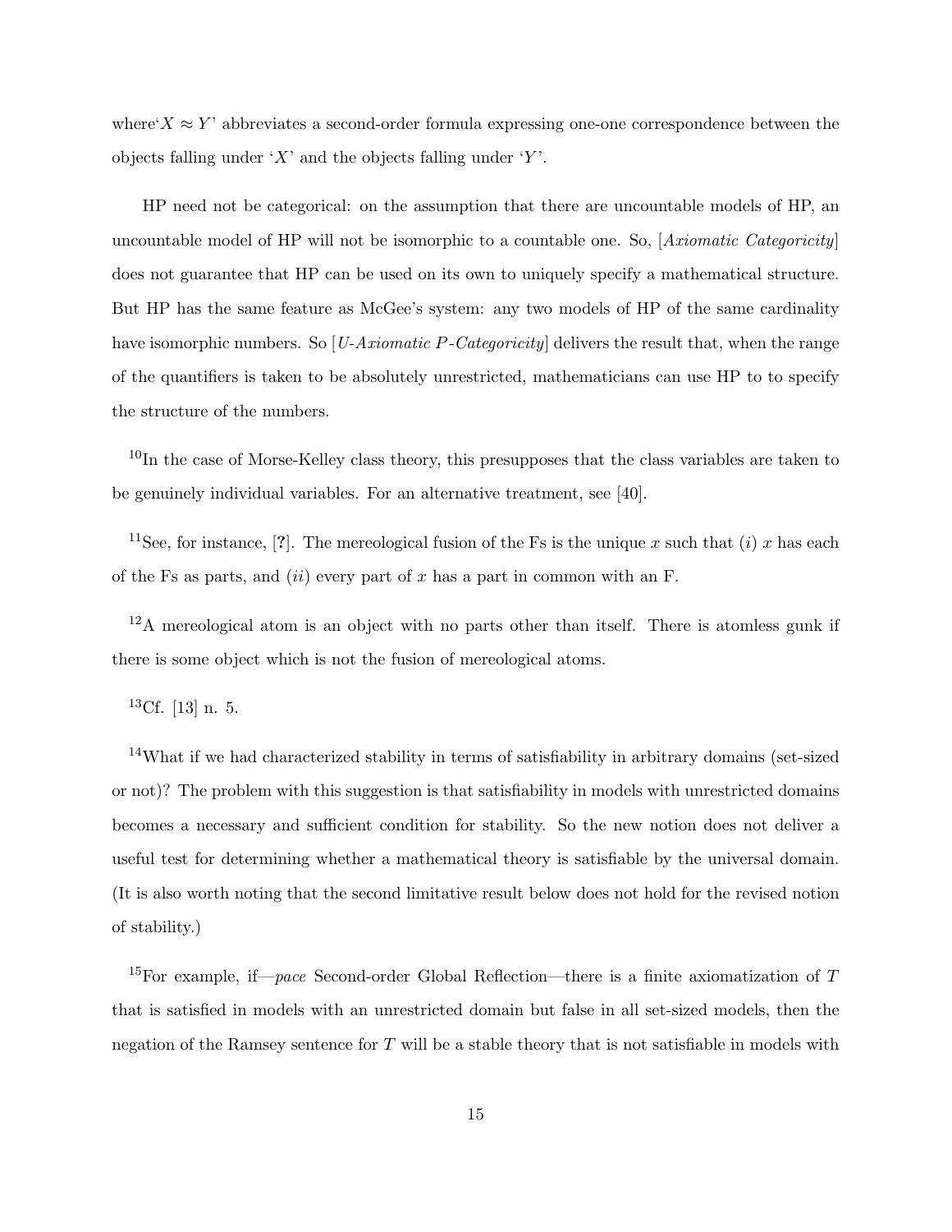where'$X \approx Y$' abbreviates a second-order formula expressing one-one correspondence between the objects falling under '$X$' and the objects falling under '$Y$'.

HP need not be categorical: on the assumption that there are uncountable models of HP, an uncountable model of HP will not be isomorphic to a countable one. So, [*Axiomatic Categoricity*] does not guarantee that HP can be used on its own to uniquely specify a mathematical structure. But HP has the same feature as McGee's system: any two models of HP of the same cardinality have isomorphic numbers. So [*U-Axiomatic P-Categoricity*] delivers the result that, when the range of the quantifiers is taken to be absolutely unrestricted, mathematicians can use HP to to specify the structure of the numbers.

[10]In the case of Morse-Kelley class theory, this presupposes that the class variables are taken to be genuinely individual variables. For an alternative treatment, see [40].

[11]See, for instance, [**?**]. The mereological fusion of the Fs is the unique $x$ such that $(i)$ $x$ has each of the Fs as parts, and $(ii)$ every part of $x$ has a part in common with an F.

[12]A mereological atom is an object with no parts other than itself. There is atomless gunk if there is some object which is not the fusion of mereological atoms.

[13]Cf. [13] n. 5.

[14]What if we had characterized stability in terms of satisfiability in arbitrary domains (set-sized or not)? The problem with this suggestion is that satisfiability in models with unrestricted domains becomes a necessary and sufficient condition for stability. So the new notion does not deliver a useful test for determining whether a mathematical theory is satisfiable by the universal domain. (It is also worth noting that the second limitative result below does not hold for the revised notion of stability.)

[15]For example, if—*pace* Second-order Global Reflection—there is a finite axiomatization of $T$ that is satisfied in models with an unrestricted domain but false in all set-sized models, then the negation of the Ramsey sentence for $T$ will be a stable theory that is not satisfiable in models with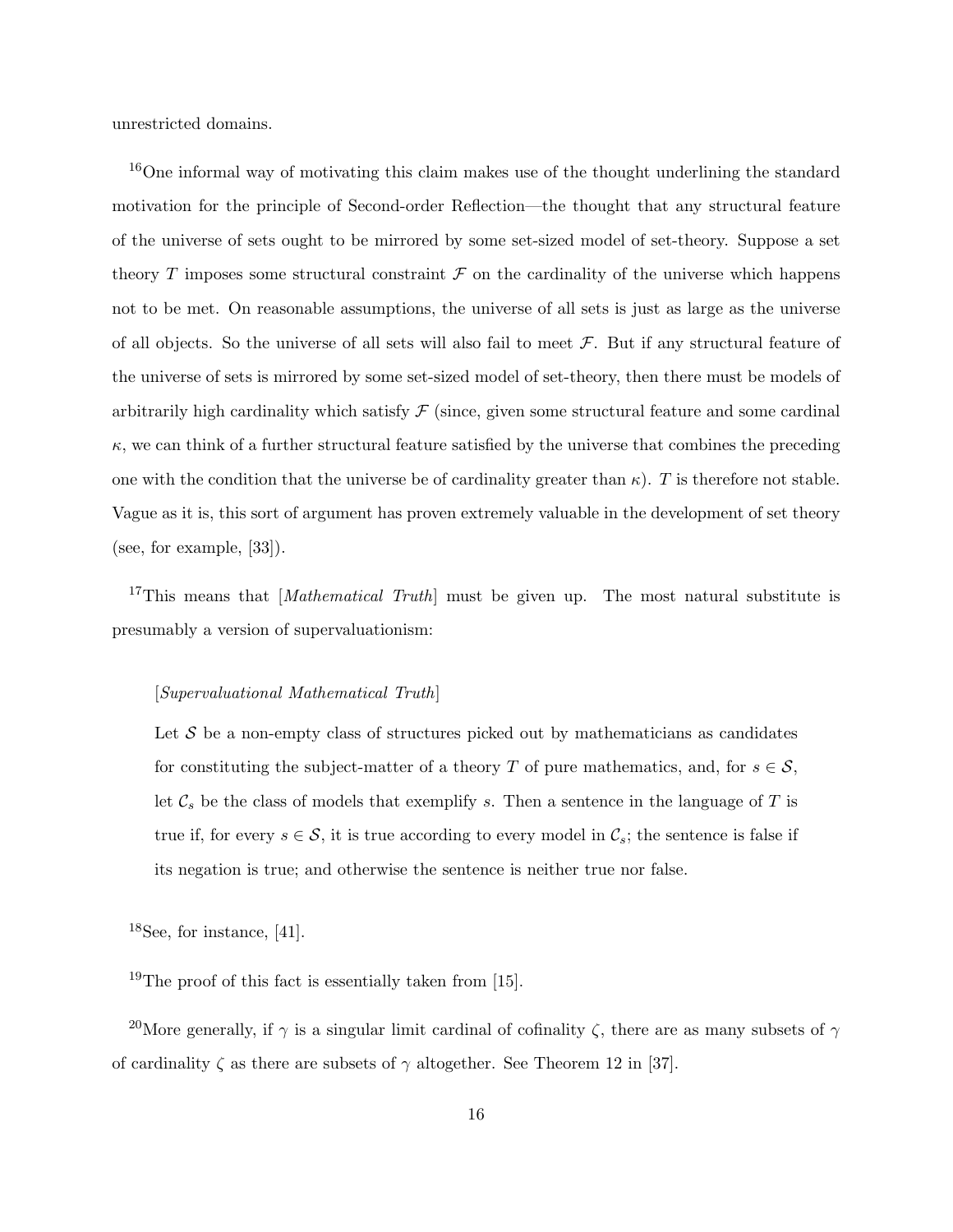unrestricted domains.

[16]One informal way of motivating this claim makes use of the thought underlining the standard motivation for the principle of Second-order Reflection—the thought that any structural feature of the universe of sets ought to be mirrored by some set-sized model of set-theory. Suppose a set theory $T$ imposes some structural constraint $\mathcal{F}$ on the cardinality of the universe which happens not to be met. On reasonable assumptions, the universe of all sets is just as large as the universe of all objects. So the universe of all sets will also fail to meet $\mathcal{F}$. But if any structural feature of the universe of sets is mirrored by some set-sized model of set-theory, then there must be models of arbitrarily high cardinality which satisfy $\mathcal{F}$ (since, given some structural feature and some cardinal $\kappa$, we can think of a further structural feature satisfied by the universe that combines the preceding one with the condition that the universe be of cardinality greater than $\kappa$). $T$ is therefore not stable. Vague as it is, this sort of argument has proven extremely valuable in the development of set theory (see, for example, [33]).

[17]This means that [*Mathematical Truth*] must be given up. The most natural substitute is presumably a version of supervaluationism:

> [*Supervaluational Mathematical Truth*]
>
> Let $\mathcal{S}$ be a non-empty class of structures picked out by mathematicians as candidates for constituting the subject-matter of a theory $T$ of pure mathematics, and, for $s \in \mathcal{S}$, let $\mathcal{C}_s$ be the class of models that exemplify $s$. Then a sentence in the language of $T$ is true if, for every $s \in \mathcal{S}$, it is true according to every model in $\mathcal{C}_s$; the sentence is false if its negation is true; and otherwise the sentence is neither true nor false.

[18]See, for instance, [41].

[19]The proof of this fact is essentially taken from [15].

[20]More generally, if $\gamma$ is a singular limit cardinal of cofinality $\zeta$, there are as many subsets of $\gamma$ of cardinality $\zeta$ as there are subsets of $\gamma$ altogether. See Theorem 12 in [37].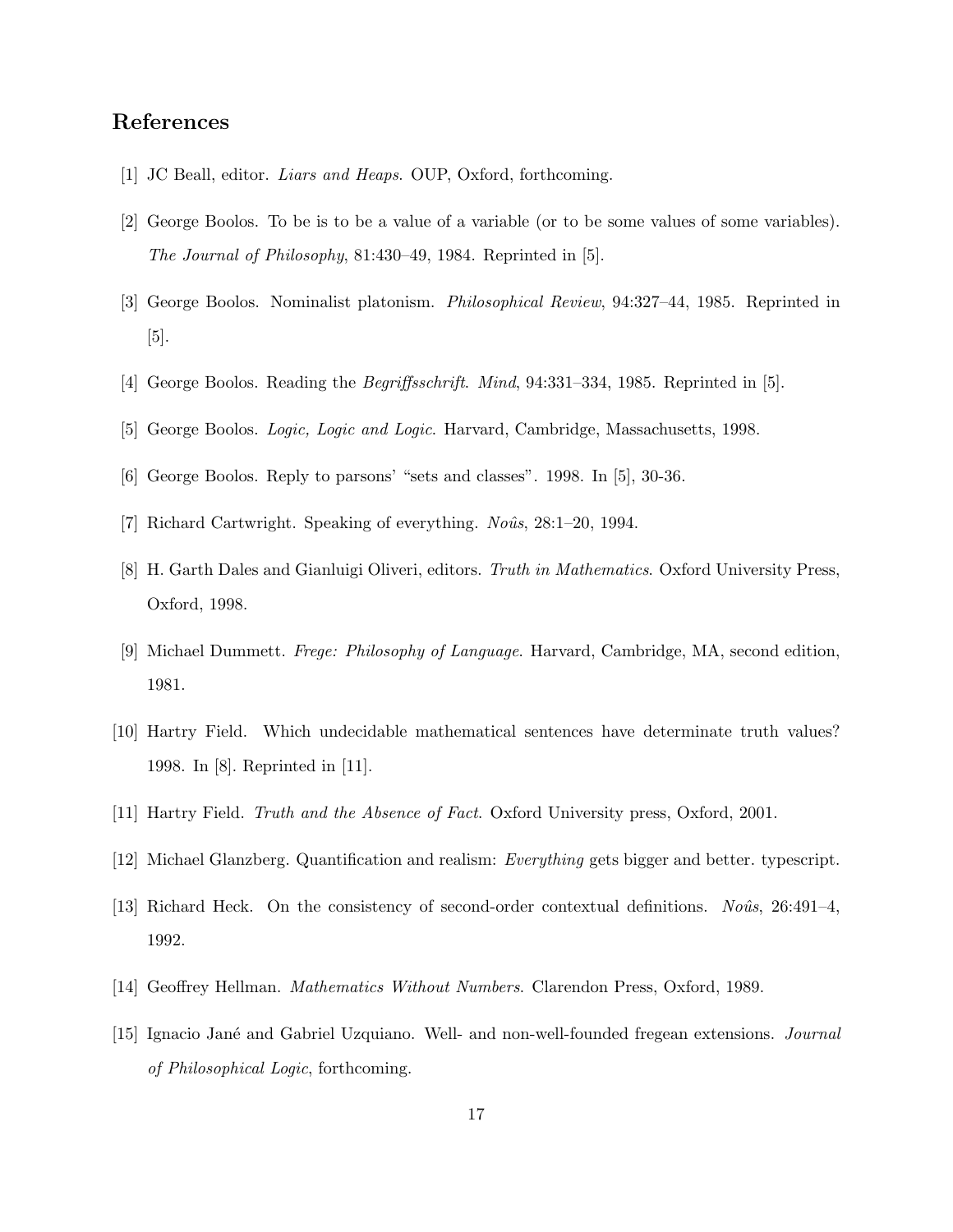## References

[1] JC Beall, editor. *Liars and Heaps*. OUP, Oxford, forthcoming.

[2] George Boolos. To be is to be a value of a variable (or to be some values of some variables). *The Journal of Philosophy*, 81:430–49, 1984. Reprinted in [5].

[3] George Boolos. Nominalist platonism. *Philosophical Review*, 94:327–44, 1985. Reprinted in [5].

[4] George Boolos. Reading the *Begriffsschrift*. *Mind*, 94:331–334, 1985. Reprinted in [5].

[5] George Boolos. *Logic, Logic and Logic*. Harvard, Cambridge, Massachusetts, 1998.

[6] George Boolos. Reply to parsons' "sets and classes". 1998. In [5], 30-36.

[7] Richard Cartwright. Speaking of everything. *Noûs*, 28:1–20, 1994.

[8] H. Garth Dales and Gianluigi Oliveri, editors. *Truth in Mathematics*. Oxford University Press, Oxford, 1998.

[9] Michael Dummett. *Frege: Philosophy of Language*. Harvard, Cambridge, MA, second edition, 1981.

[10] Hartry Field. Which undecidable mathematical sentences have determinate truth values? 1998. In [8]. Reprinted in [11].

[11] Hartry Field. *Truth and the Absence of Fact*. Oxford University press, Oxford, 2001.

[12] Michael Glanzberg. Quantification and realism: *Everything* gets bigger and better. typescript.

[13] Richard Heck. On the consistency of second-order contextual definitions. *Noûs*, 26:491–4, 1992.

[14] Geoffrey Hellman. *Mathematics Without Numbers*. Clarendon Press, Oxford, 1989.

[15] Ignacio Jané and Gabriel Uzquiano. Well- and non-well-founded fregean extensions. *Journal of Philosophical Logic*, forthcoming.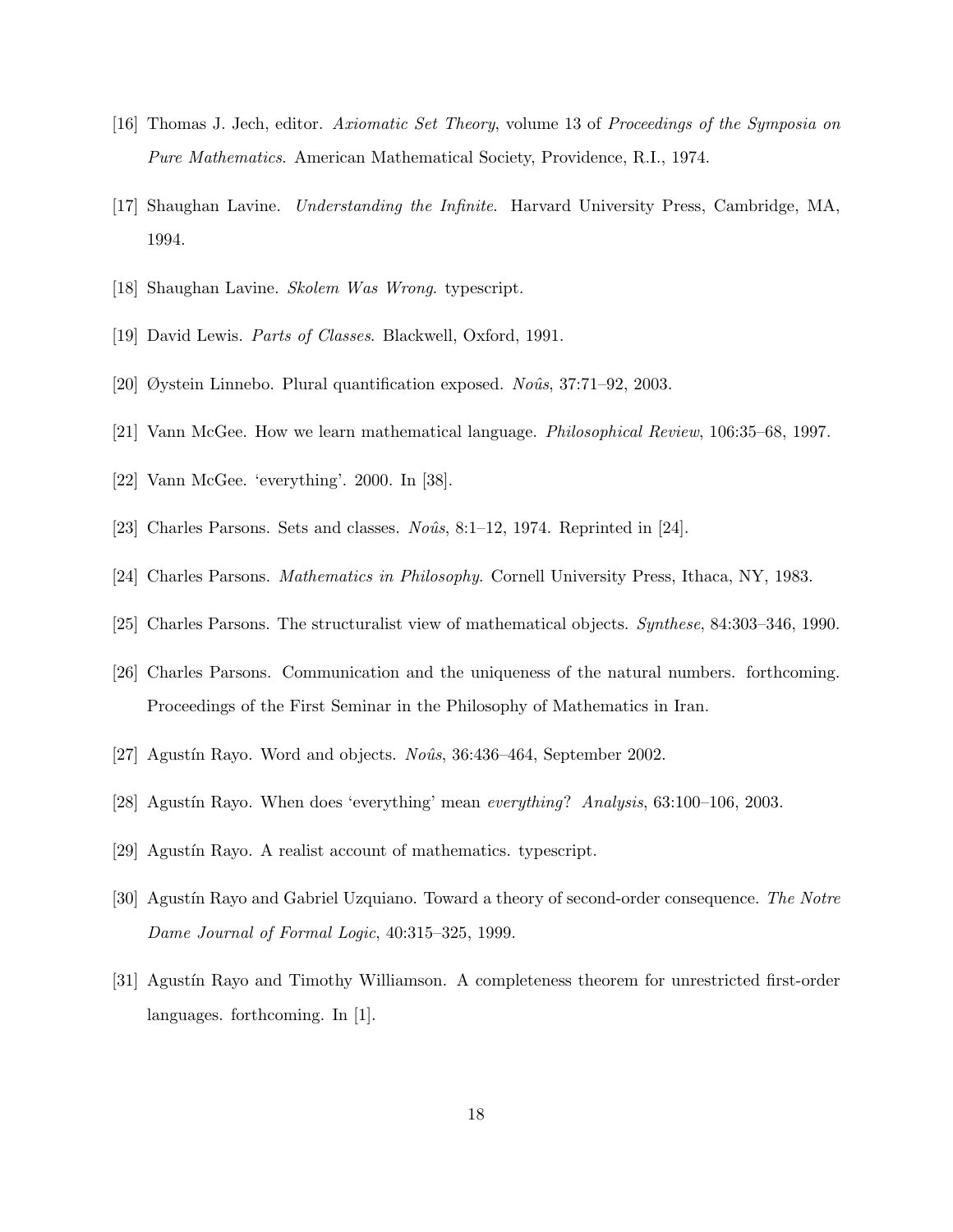[16] Thomas J. Jech, editor. *Axiomatic Set Theory*, volume 13 of *Proceedings of the Symposia on Pure Mathematics*. American Mathematical Society, Providence, R.I., 1974.

[17] Shaughan Lavine. *Understanding the Infinite*. Harvard University Press, Cambridge, MA, 1994.

[18] Shaughan Lavine. *Skolem Was Wrong*. typescript.

[19] David Lewis. *Parts of Classes*. Blackwell, Oxford, 1991.

[20] Øystein Linnebo. Plural quantification exposed. *Noûs*, 37:71–92, 2003.

[21] Vann McGee. How we learn mathematical language. *Philosophical Review*, 106:35–68, 1997.

[22] Vann McGee. 'everything'. 2000. In [38].

[23] Charles Parsons. Sets and classes. *Noûs*, 8:1–12, 1974. Reprinted in [24].

[24] Charles Parsons. *Mathematics in Philosophy*. Cornell University Press, Ithaca, NY, 1983.

[25] Charles Parsons. The structuralist view of mathematical objects. *Synthese*, 84:303–346, 1990.

[26] Charles Parsons. Communication and the uniqueness of the natural numbers. forthcoming. Proceedings of the First Seminar in the Philosophy of Mathematics in Iran.

[27] Agustín Rayo. Word and objects. *Noûs*, 36:436–464, September 2002.

[28] Agustín Rayo. When does 'everything' mean *everything*? *Analysis*, 63:100–106, 2003.

[29] Agustín Rayo. A realist account of mathematics. typescript.

[30] Agustín Rayo and Gabriel Uzquiano. Toward a theory of second-order consequence. *The Notre Dame Journal of Formal Logic*, 40:315–325, 1999.

[31] Agustín Rayo and Timothy Williamson. A completeness theorem for unrestricted first-order languages. forthcoming. In [1].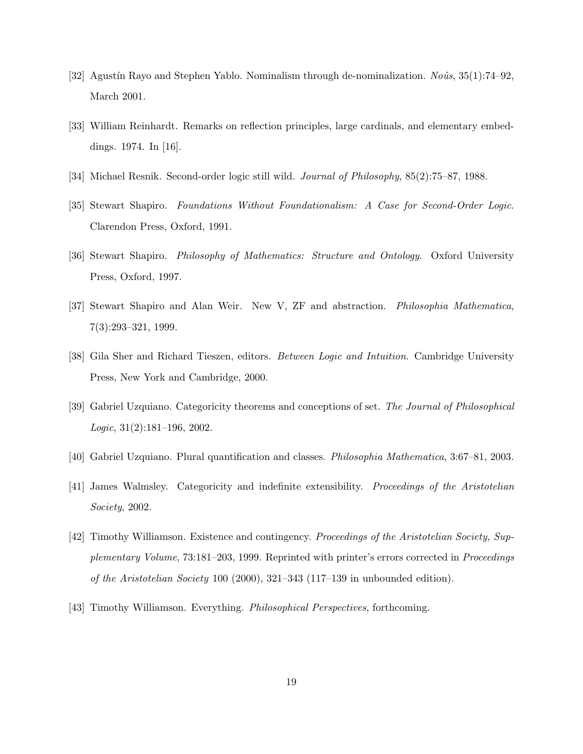[32] Agustín Rayo and Stephen Yablo. Nominalism through de-nominalization. *Noûs*, 35(1):74–92, March 2001.

[33] William Reinhardt. Remarks on reflection principles, large cardinals, and elementary embeddings. 1974. In [16].

[34] Michael Resnik. Second-order logic still wild. *Journal of Philosophy*, 85(2):75–87, 1988.

[35] Stewart Shapiro. *Foundations Without Foundationalism: A Case for Second-Order Logic*. Clarendon Press, Oxford, 1991.

[36] Stewart Shapiro. *Philosophy of Mathematics: Structure and Ontology*. Oxford University Press, Oxford, 1997.

[37] Stewart Shapiro and Alan Weir. New V, ZF and abstraction. *Philosophia Mathematica*, 7(3):293–321, 1999.

[38] Gila Sher and Richard Tieszen, editors. *Between Logic and Intuition*. Cambridge University Press, New York and Cambridge, 2000.

[39] Gabriel Uzquiano. Categoricity theorems and conceptions of set. *The Journal of Philosophical Logic*, 31(2):181–196, 2002.

[40] Gabriel Uzquiano. Plural quantification and classes. *Philosophia Mathematica*, 3:67–81, 2003.

[41] James Walmsley. Categoricity and indefinite extensibility. *Proceedings of the Aristotelian Society*, 2002.

[42] Timothy Williamson. Existence and contingency. *Proceedings of the Aristotelian Society, Supplementary Volume*, 73:181–203, 1999. Reprinted with printer's errors corrected in *Proceedings of the Aristotelian Society* 100 (2000), 321–343 (117–139 in unbounded edition).

[43] Timothy Williamson. Everything. *Philosophical Perspectives*, forthcoming.